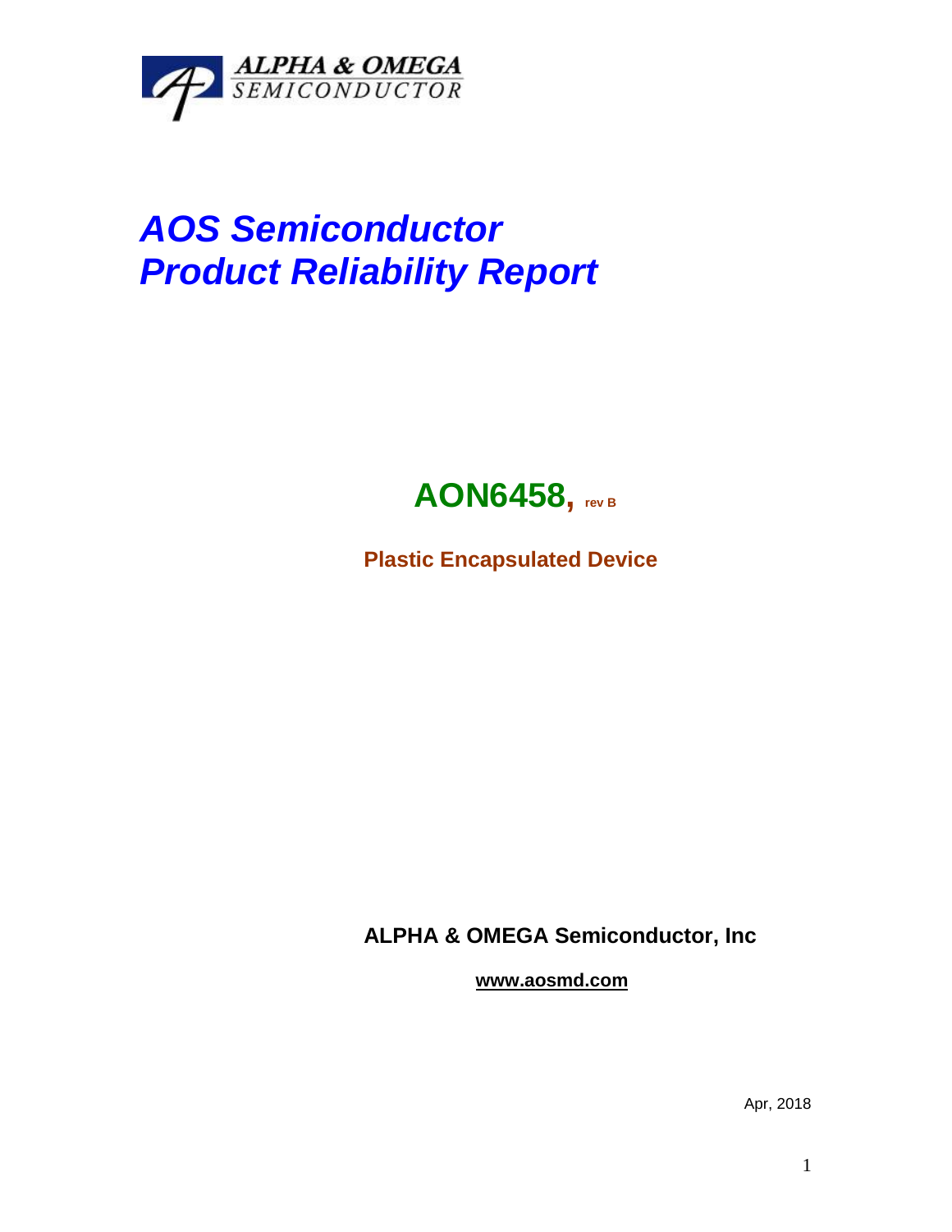ALPHA & OMEGA
SEMICONDUCTOR

# *AOS Semiconductor*
# *Product Reliability Report*

## AON6458, rev B

**Plastic Encapsulated Device**

**ALPHA & OMEGA Semiconductor, Inc**

**www.aosmd.com**

Apr, 2018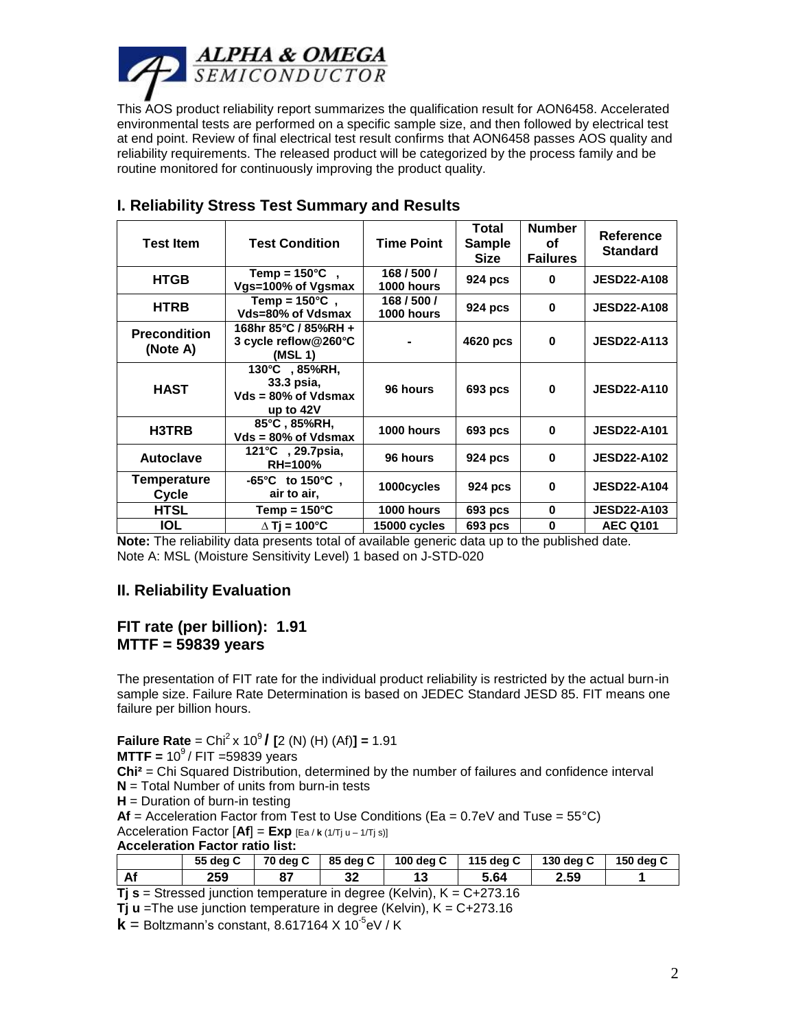**ALPHA & OMEGA SEMICONDUCTOR**

This AOS product reliability report summarizes the qualification result for AON6458. Accelerated environmental tests are performed on a specific sample size, and then followed by electrical test at end point. Review of final electrical test result confirms that AON6458 passes AOS quality and reliability requirements. The released product will be categorized by the process family and be routine monitored for continuously improving the product quality.

## I. Reliability Stress Test Summary and Results

| Test Item | Test Condition | Time Point | Total Sample Size | Number of Failures | Reference Standard |
|---|---|---|---|---|---|
| **HTGB** | **Temp = 150°C , Vgs=100% of Vgsmax** | **168 / 500 / 1000 hours** | **924 pcs** | **0** | **JESD22-A108** |
| **HTRB** | **Temp = 150°C , Vds=80% of Vdsmax** | **168 / 500 / 1000 hours** | **924 pcs** | **0** | **JESD22-A108** |
| **Precondition (Note A)** | **168hr 85°C / 85%RH + 3 cycle reflow@260°C (MSL 1)** | **-** | **4620 pcs** | **0** | **JESD22-A113** |
| **HAST** | **130°C , 85%RH, 33.3 psia, Vds = 80% of Vdsmax up to 42V** | **96 hours** | **693 pcs** | **0** | **JESD22-A110** |
| **H3TRB** | **85°C , 85%RH, Vds = 80% of Vdsmax** | **1000 hours** | **693 pcs** | **0** | **JESD22-A101** |
| **Autoclave** | **121°C , 29.7psia, RH=100%** | **96 hours** | **924 pcs** | **0** | **JESD22-A102** |
| **Temperature Cycle** | **-65°C to 150°C , air to air,** | **1000cycles** | **924 pcs** | **0** | **JESD22-A104** |
| **HTSL** | **Temp = 150°C** | **1000 hours** | **693 pcs** | **0** | **JESD22-A103** |
| **IOL** | **$\Delta$ Tj = 100°C** | **15000 cycles** | **693 pcs** | **0** | **AEC Q101** |

**Note:** The reliability data presents total of available generic data up to the published date.
Note A: MSL (Moisture Sensitivity Level) 1 based on J-STD-020

## II. Reliability Evaluation

### FIT rate (per billion): 1.91
### MTTF = 59839 years

The presentation of FIT rate for the individual product reliability is restricted by the actual burn-in sample size. Failure Rate Determination is based on JEDEC Standard JESD 85. FIT means one failure per billion hours.

**Failure Rate** = $\text{Chi}^2 \times 10^9$ **/ [**2 (N) (H) (Af)**] =** 1.91

**MTTF =** $10^9$ / FIT =59839 years

**Chi²** = Chi Squared Distribution, determined by the number of failures and confidence interval

**N** = Total Number of units from burn-in tests

**H** = Duration of burn-in testing

**Af** = Acceleration Factor from Test to Use Conditions (Ea = 0.7eV and Tuse = 55°C)

Acceleration Factor [**Af**] = **Exp** [Ea / **k** (1/Tj u – 1/Tj s)]

**Acceleration Factor ratio list:**

| | 55 deg C | 70 deg C | 85 deg C | 100 deg C | 115 deg C | 130 deg C | 150 deg C |
|---|---|---|---|---|---|---|---|
| Af | 259 | 87 | 32 | 13 | 5.64 | 2.59 | 1 |

**Tj s** = Stressed junction temperature in degree (Kelvin), K = C+273.16

**Tj u** =The use junction temperature in degree (Kelvin), K = C+273.16

**k** = Boltzmann's constant, $8.617164 \times 10^{-5}$eV / K